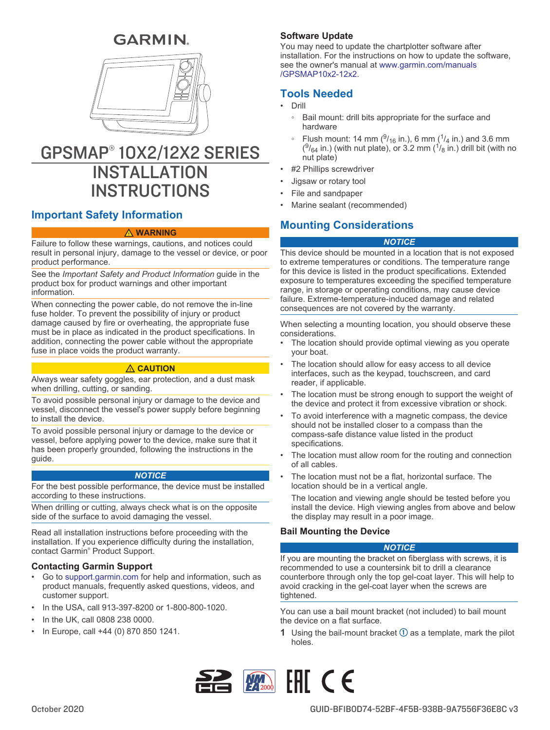GARMIN

# GPSMAP® 10X2/12X2 SERIES INSTALLATION INSTRUCTIONS

## Important Safety Information

**⚠ WARNING**

Failure to follow these warnings, cautions, and notices could result in personal injury, damage to the vessel or device, or poor product performance.

See the *Important Safety and Product Information* guide in the product box for product warnings and other important information.

When connecting the power cable, do not remove the in-line fuse holder. To prevent the possibility of injury or product damage caused by fire or overheating, the appropriate fuse must be in place as indicated in the product specifications. In addition, connecting the power cable without the appropriate fuse in place voids the product warranty.

**⚠ CAUTION**

Always wear safety goggles, ear protection, and a dust mask when drilling, cutting, or sanding.

To avoid possible personal injury or damage to the device and vessel, disconnect the vessel's power supply before beginning to install the device.

To avoid possible personal injury or damage to the device or vessel, before applying power to the device, make sure that it has been properly grounded, following the instructions in the guide.

***NOTICE***

For the best possible performance, the device must be installed according to these instructions.

When drilling or cutting, always check what is on the opposite side of the surface to avoid damaging the vessel.

Read all installation instructions before proceeding with the installation. If you experience difficulty during the installation, contact Garmin® Product Support.

### Contacting Garmin Support

- Go to support.garmin.com for help and information, such as product manuals, frequently asked questions, videos, and customer support.
- In the USA, call 913-397-8200 or 1-800-800-1020.
- In the UK, call 0808 238 0000.
- In Europe, call +44 (0) 870 850 1241.

### Software Update

You may need to update the chartplotter software after installation. For the instructions on how to update the software, see the owner's manual at www.garmin.com/manuals/GPSMAP10x2-12x2.

## Tools Needed

- Drill
  - Bail mount: drill bits appropriate for the surface and hardware
  - Flush mount: 14 mm ($^{9}/_{16}$ in.), 6 mm ($^{1}/_{4}$ in.) and 3.6 mm ($^{9}/_{64}$ in.) (with nut plate), or 3.2 mm ($^{1}/_{8}$ in.) drill bit (with no nut plate)
- #2 Phillips screwdriver
- Jigsaw or rotary tool
- File and sandpaper
- Marine sealant (recommended)

## Mounting Considerations

***NOTICE***

This device should be mounted in a location that is not exposed to extreme temperatures or conditions. The temperature range for this device is listed in the product specifications. Extended exposure to temperatures exceeding the specified temperature range, in storage or operating conditions, may cause device failure. Extreme-temperature-induced damage and related consequences are not covered by the warranty.

When selecting a mounting location, you should observe these considerations.

- The location should provide optimal viewing as you operate your boat.
- The location should allow for easy access to all device interfaces, such as the keypad, touchscreen, and card reader, if applicable.
- The location must be strong enough to support the weight of the device and protect it from excessive vibration or shock.
- To avoid interference with a magnetic compass, the device should not be installed closer to a compass than the compass-safe distance value listed in the product specifications.
- The location must allow room for the routing and connection of all cables.
- The location must not be a flat, horizontal surface. The location should be in a vertical angle.

  The location and viewing angle should be tested before you install the device. High viewing angles from above and below the display may result in a poor image.

### Bail Mounting the Device

***NOTICE***

If you are mounting the bracket on fiberglass with screws, it is recommended to use a countersink bit to drill a clearance counterbore through only the top gel-coat layer. This will help to avoid cracking in the gel-coat layer when the screws are tightened.

You can use a bail mount bracket (not included) to bail mount the device on a flat surface.

1. Using the bail-mount bracket ① as a template, mark the pilot holes.

October 2020

GUID-BFIB0D74-52BF-4F5B-938B-9A7556F36E8C v3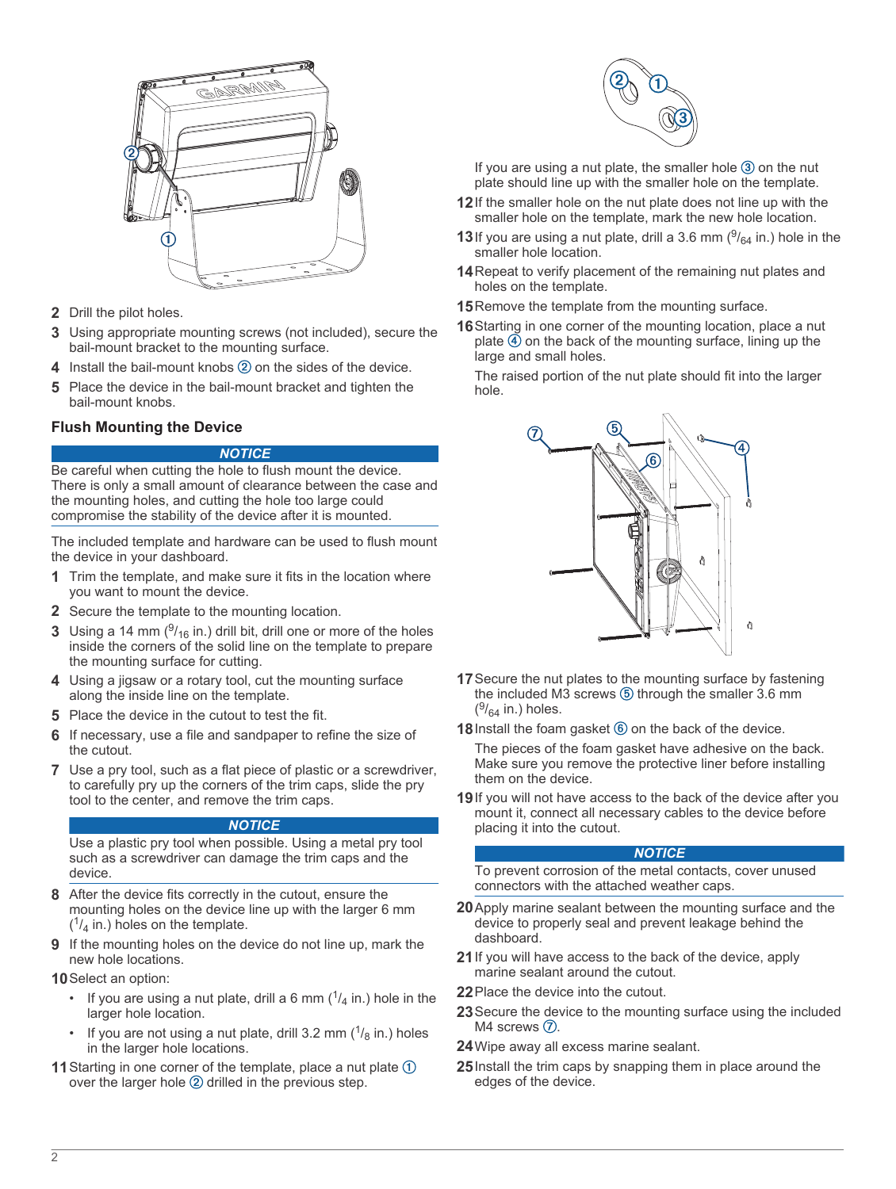2. Drill the pilot holes.
3. Using appropriate mounting screws (not included), secure the bail-mount bracket to the mounting surface.
4. Install the bail-mount knobs ② on the sides of the device.
5. Place the device in the bail-mount bracket and tighten the bail-mount knobs.

### Flush Mounting the Device

**NOTICE**

Be careful when cutting the hole to flush mount the device. There is only a small amount of clearance between the case and the mounting holes, and cutting the hole too large could compromise the stability of the device after it is mounted.

The included template and hardware can be used to flush mount the device in your dashboard.

1. Trim the template, and make sure it fits in the location where you want to mount the device.
2. Secure the template to the mounting location.
3. Using a 14 mm ($^{9}/_{16}$ in.) drill bit, drill one or more of the holes inside the corners of the solid line on the template to prepare the mounting surface for cutting.
4. Using a jigsaw or a rotary tool, cut the mounting surface along the inside line on the template.
5. Place the device in the cutout to test the fit.
6. If necessary, use a file and sandpaper to refine the size of the cutout.
7. Use a pry tool, such as a flat piece of plastic or a screwdriver, to carefully pry up the corners of the trim caps, slide the pry tool to the center, and remove the trim caps.

   **NOTICE**

   Use a plastic pry tool when possible. Using a metal pry tool such as a screwdriver can damage the trim caps and the device.

8. After the device fits correctly in the cutout, ensure the mounting holes on the device line up with the larger 6 mm ($^{1}/_{4}$ in.) holes on the template.
9. If the mounting holes on the device do not line up, mark the new hole locations.
10. Select an option:
    - If you are using a nut plate, drill a 6 mm ($^{1}/_{4}$ in.) hole in the larger hole location.
    - If you are not using a nut plate, drill 3.2 mm ($^{1}/_{8}$ in.) holes in the larger hole locations.
11. Starting in one corner of the template, place a nut plate ① over the larger hole ② drilled in the previous step.

    If you are using a nut plate, the smaller hole ③ on the nut plate should line up with the smaller hole on the template.
12. If the smaller hole on the nut plate does not line up with the smaller hole on the template, mark the new hole location.
13. If you are using a nut plate, drill a 3.6 mm ($^{9}/_{64}$ in.) hole in the smaller hole location.
14. Repeat to verify placement of the remaining nut plates and holes on the template.
15. Remove the template from the mounting surface.
16. Starting in one corner of the mounting location, place a nut plate ④ on the back of the mounting surface, lining up the large and small holes.

    The raised portion of the nut plate should fit into the larger hole.
17. Secure the nut plates to the mounting surface by fastening the included M3 screws ⑤ through the smaller 3.6 mm ($^{9}/_{64}$ in.) holes.
18. Install the foam gasket ⑥ on the back of the device.

    The pieces of the foam gasket have adhesive on the back. Make sure you remove the protective liner before installing them on the device.
19. If you will not have access to the back of the device after you mount it, connect all necessary cables to the device before placing it into the cutout.

    **NOTICE**

    To prevent corrosion of the metal contacts, cover unused connectors with the attached weather caps.

20. Apply marine sealant between the mounting surface and the device to properly seal and prevent leakage behind the dashboard.
21. If you will have access to the back of the device, apply marine sealant around the cutout.
22. Place the device into the cutout.
23. Secure the device to the mounting surface using the included M4 screws ⑦.
24. Wipe away all excess marine sealant.
25. Install the trim caps by snapping them in place around the edges of the device.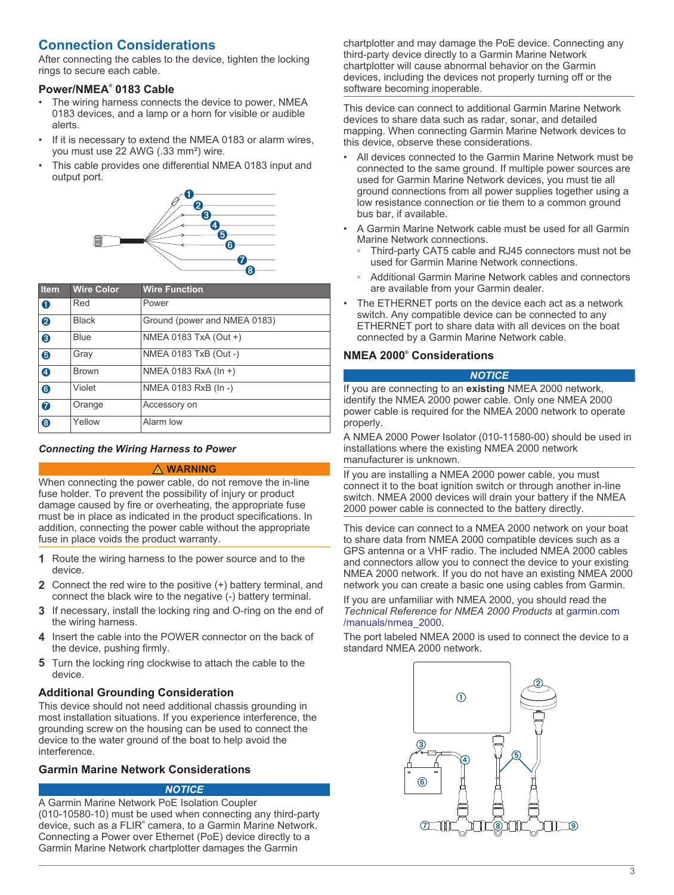## Connection Considerations

After connecting the cables to the device, tighten the locking rings to secure each cable.

### Power/NMEA® 0183 Cable

- The wiring harness connects the device to power, NMEA 0183 devices, and a lamp or a horn for visible or audible alerts.
- If it is necessary to extend the NMEA 0183 or alarm wires, you must use 22 AWG (.33 mm²) wire.
- This cable provides one differential NMEA 0183 input and output port.

| Item | Wire Color | Wire Function |
|---|---|---|
| 1 | Red | Power |
| 2 | Black | Ground (power and NMEA 0183) |
| 3 | Blue | NMEA 0183 TxA (Out +) |
| 5 | Gray | NMEA 0183 TxB (Out -) |
| 4 | Brown | NMEA 0183 RxA (In +) |
| 6 | Violet | NMEA 0183 RxB (In -) |
| 7 | Orange | Accessory on |
| 8 | Yellow | Alarm low |

#### *Connecting the Wiring Harness to Power*

**⚠ WARNING**

When connecting the power cable, do not remove the in-line fuse holder. To prevent the possibility of injury or product damage caused by fire or overheating, the appropriate fuse must be in place as indicated in the product specifications. In addition, connecting the power cable without the appropriate fuse in place voids the product warranty.

1. Route the wiring harness to the power source and to the device.
2. Connect the red wire to the positive (+) battery terminal, and connect the black wire to the negative (-) battery terminal.
3. If necessary, install the locking ring and O-ring on the end of the wiring harness.
4. Insert the cable into the POWER connector on the back of the device, pushing firmly.
5. Turn the locking ring clockwise to attach the cable to the device.

### Additional Grounding Consideration

This device should not need additional chassis grounding in most installation situations. If you experience interference, the grounding screw on the housing can be used to connect the device to the water ground of the boat to help avoid the interference.

### Garmin Marine Network Considerations

**NOTICE**

A Garmin Marine Network PoE Isolation Coupler (010-10580-10) must be used when connecting any third-party device, such as a FLIR® camera, to a Garmin Marine Network. Connecting a Power over Ethernet (PoE) device directly to a Garmin Marine Network chartplotter damages the Garmin chartplotter and may damage the PoE device. Connecting any third-party device directly to a Garmin Marine Network chartplotter will cause abnormal behavior on the Garmin devices, including the devices not properly turning off or the software becoming inoperable.

This device can connect to additional Garmin Marine Network devices to share data such as radar, sonar, and detailed mapping. When connecting Garmin Marine Network devices to this device, observe these considerations.

- All devices connected to the Garmin Marine Network must be connected to the same ground. If multiple power sources are used for Garmin Marine Network devices, you must tie all ground connections from all power supplies together using a low resistance connection or tie them to a common ground bus bar, if available.
- A Garmin Marine Network cable must be used for all Garmin Marine Network connections.
  - Third-party CAT5 cable and RJ45 connectors must not be used for Garmin Marine Network connections.
  - Additional Garmin Marine Network cables and connectors are available from your Garmin dealer.
- The ETHERNET ports on the device each act as a network switch. Any compatible device can be connected to any ETHERNET port to share data with all devices on the boat connected by a Garmin Marine Network cable.

### NMEA 2000® Considerations

**NOTICE**

If you are connecting to an **existing** NMEA 2000 network, identify the NMEA 2000 power cable. Only one NMEA 2000 power cable is required for the NMEA 2000 network to operate properly.

A NMEA 2000 Power Isolator (010-11580-00) should be used in installations where the existing NMEA 2000 network manufacturer is unknown.

If you are installing a NMEA 2000 power cable, you must connect it to the boat ignition switch or through another in-line switch. NMEA 2000 devices will drain your battery if the NMEA 2000 power cable is connected to the battery directly.

This device can connect to a NMEA 2000 network on your boat to share data from NMEA 2000 compatible devices such as a GPS antenna or a VHF radio. The included NMEA 2000 cables and connectors allow you to connect the device to your existing NMEA 2000 network. If you do not have an existing NMEA 2000 network you can create a basic one using cables from Garmin.

If you are unfamiliar with NMEA 2000, you should read the *Technical Reference for NMEA 2000 Products* at garmin.com/manuals/nmea_2000.

The port labeled NMEA 2000 is used to connect the device to a standard NMEA 2000 network.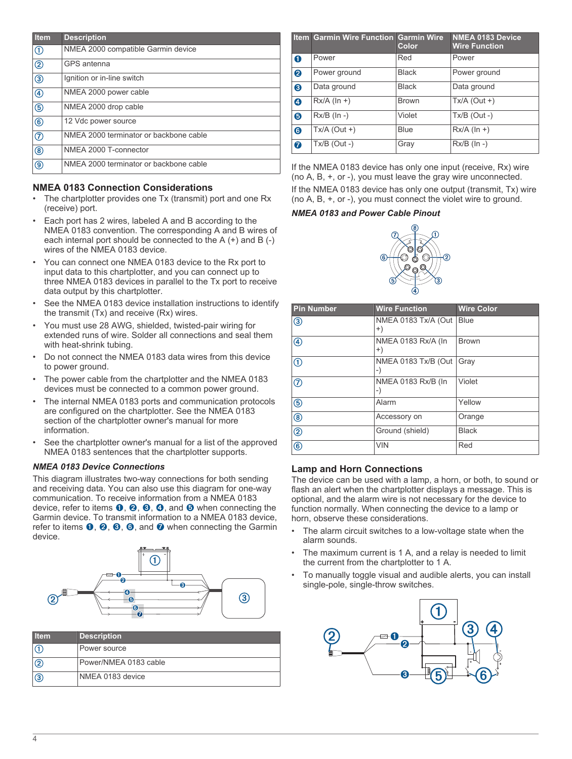| Item | Description |
|---|---|
| ① | NMEA 2000 compatible Garmin device |
| ② | GPS antenna |
| ③ | Ignition or in-line switch |
| ④ | NMEA 2000 power cable |
| ⑤ | NMEA 2000 drop cable |
| ⑥ | 12 Vdc power source |
| ⑦ | NMEA 2000 terminator or backbone cable |
| ⑧ | NMEA 2000 T-connector |
| ⑨ | NMEA 2000 terminator or backbone cable |

## NMEA 0183 Connection Considerations

- The chartplotter provides one Tx (transmit) port and one Rx (receive) port.
- Each port has 2 wires, labeled A and B according to the NMEA 0183 convention. The corresponding A and B wires of each internal port should be connected to the A (+) and B (-) wires of the NMEA 0183 device.
- You can connect one NMEA 0183 device to the Rx port to input data to this chartplotter, and you can connect up to three NMEA 0183 devices in parallel to the Tx port to receive data output by this chartplotter.
- See the NMEA 0183 device installation instructions to identify the transmit (Tx) and receive (Rx) wires.
- You must use 28 AWG, shielded, twisted-pair wiring for extended runs of wire. Solder all connections and seal them with heat-shrink tubing.
- Do not connect the NMEA 0183 data wires from this device to power ground.
- The power cable from the chartplotter and the NMEA 0183 devices must be connected to a common power ground.
- The internal NMEA 0183 ports and communication protocols are configured on the chartplotter. See the NMEA 0183 section of the chartplotter owner's manual for more information.
- See the chartplotter owner's manual for a list of the approved NMEA 0183 sentences that the chartplotter supports.

### *NMEA 0183 Device Connections*

This diagram illustrates two-way connections for both sending and receiving data. You can also use this diagram for one-way communication. To receive information from a NMEA 0183 device, refer to items ❶, ❷, ❸, ❹, and ❺ when connecting the Garmin device. To transmit information to a NMEA 0183 device, refer to items ❶, ❷, ❸, ❻, and ❼ when connecting the Garmin device.

| Item | Description |
|---|---|
| ① | Power source |
| ② | Power/NMEA 0183 cable |
| ③ | NMEA 0183 device |

| Item | Garmin Wire Function | Garmin Wire Color | NMEA 0183 Device Wire Function |
|---|---|---|---|
| ❶ | Power | Red | Power |
| ❷ | Power ground | Black | Power ground |
| ❸ | Data ground | Black | Data ground |
| ❹ | Rx/A (In +) | Brown | Tx/A (Out +) |
| ❺ | Rx/B (In -) | Violet | Tx/B (Out -) |
| ❻ | Tx/A (Out +) | Blue | Rx/A (In +) |
| ❼ | Tx/B (Out -) | Gray | Rx/B (In -) |

If the NMEA 0183 device has only one input (receive, Rx) wire (no A, B, +, or -), you must leave the gray wire unconnected.

If the NMEA 0183 device has only one output (transmit, Tx) wire (no A, B, +, or -), you must connect the violet wire to ground.

### *NMEA 0183 and Power Cable Pinout*

| Pin Number | Wire Function | Wire Color |
|---|---|---|
| ③ | NMEA 0183 Tx/A (Out +) | Blue |
| ④ | NMEA 0183 Rx/A (In +) | Brown |
| ① | NMEA 0183 Tx/B (Out -) | Gray |
| ⑦ | NMEA 0183 Rx/B (In -) | Violet |
| ⑤ | Alarm | Yellow |
| ⑧ | Accessory on | Orange |
| ② | Ground (shield) | Black |
| ⑥ | VIN | Red |

## Lamp and Horn Connections

The device can be used with a lamp, a horn, or both, to sound or flash an alert when the chartplotter displays a message. This is optional, and the alarm wire is not necessary for the device to function normally. When connecting the device to a lamp or horn, observe these considerations.

- The alarm circuit switches to a low-voltage state when the alarm sounds.
- The maximum current is 1 A, and a relay is needed to limit the current from the chartplotter to 1 A.
- To manually toggle visual and audible alerts, you can install single-pole, single-throw switches.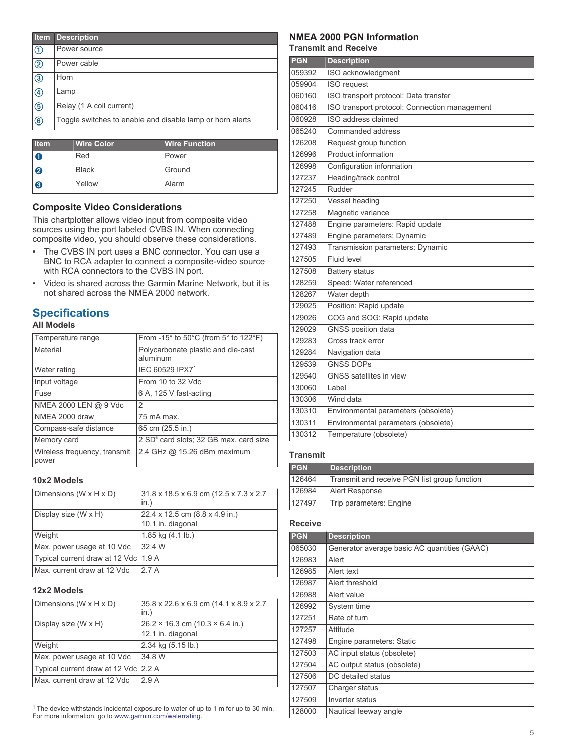| Item | Description |
|---|---|
| ① | Power source |
| ② | Power cable |
| ③ | Horn |
| ④ | Lamp |
| ⑤ | Relay (1 A coil current) |
| ⑥ | Toggle switches to enable and disable lamp or horn alerts |

| Item | Wire Color | Wire Function |
|---|---|---|
| ➊ | Red | Power |
| ➋ | Black | Ground |
| ➌ | Yellow | Alarm |

### Composite Video Considerations

This chartplotter allows video input from composite video sources using the port labeled CVBS IN. When connecting composite video, you should observe these considerations.

- The CVBS IN port uses a BNC connector. You can use a BNC to RCA adapter to connect a composite-video source with RCA connectors to the CVBS IN port.
- Video is shared across the Garmin Marine Network, but it is not shared across the NMEA 2000 network.

## Specifications

### All Models

| | |
|---|---|
| Temperature range | From -15° to 50°C (from 5° to 122°F) |
| Material | Polycarbonate plastic and die-cast aluminum |
| Water rating | IEC 60529 IPX7[1] |
| Input voltage | From 10 to 32 Vdc |
| Fuse | 6 A, 125 V fast-acting |
| NMEA 2000 LEN @ 9 Vdc | 2 |
| NMEA 2000 draw | 75 mA max. |
| Compass-safe distance | 65 cm (25.5 in.) |
| Memory card | 2 SD® card slots; 32 GB max. card size |
| Wireless frequency, transmit power | 2.4 GHz @ 15.26 dBm maximum |

### 10x2 Models

| | |
|---|---|
| Dimensions (W x H x D) | 31.8 x 18.5 x 6.9 cm (12.5 x 7.3 x 2.7 in.) |
| Display size (W x H) | 22.4 x 12.5 cm (8.8 x 4.9 in.) 10.1 in. diagonal |
| Weight | 1.85 kg (4.1 lb.) |
| Max. power usage at 10 Vdc | 32.4 W |
| Typical current draw at 12 Vdc | 1.9 A |
| Max. current draw at 12 Vdc | 2.7 A |

### 12x2 Models

| | |
|---|---|
| Dimensions (W x H x D) | 35.8 x 22.6 x 6.9 cm (14.1 x 8.9 x 2.7 in.) |
| Display size (W x H) | 26.2 × 16.3 cm (10.3 × 6.4 in.) 12.1 in. diagonal |
| Weight | 2.34 kg (5.15 lb.) |
| Max. power usage at 10 Vdc | 34.8 W |
| Typical current draw at 12 Vdc | 2.2 A |
| Max. current draw at 12 Vdc | 2.9 A |

[1] The device withstands incidental exposure to water of up to 1 m for up to 30 min. For more information, go to www.garmin.com/waterrating.

## NMEA 2000 PGN Information

### Transmit and Receive

| PGN | Description |
|---|---|
| 059392 | ISO acknowledgment |
| 059904 | ISO request |
| 060160 | ISO transport protocol: Data transfer |
| 060416 | ISO transport protocol: Connection management |
| 060928 | ISO address claimed |
| 065240 | Commanded address |
| 126208 | Request group function |
| 126996 | Product information |
| 126998 | Configuration information |
| 127237 | Heading/track control |
| 127245 | Rudder |
| 127250 | Vessel heading |
| 127258 | Magnetic variance |
| 127488 | Engine parameters: Rapid update |
| 127489 | Engine parameters: Dynamic |
| 127493 | Transmission parameters: Dynamic |
| 127505 | Fluid level |
| 127508 | Battery status |
| 128259 | Speed: Water referenced |
| 128267 | Water depth |
| 129025 | Position: Rapid update |
| 129026 | COG and SOG: Rapid update |
| 129029 | GNSS position data |
| 129283 | Cross track error |
| 129284 | Navigation data |
| 129539 | GNSS DOPs |
| 129540 | GNSS satellites in view |
| 130060 | Label |
| 130306 | Wind data |
| 130310 | Environmental parameters (obsolete) |
| 130311 | Environmental parameters (obsolete) |
| 130312 | Temperature (obsolete) |

### Transmit

| PGN | Description |
|---|---|
| 126464 | Transmit and receive PGN list group function |
| 126984 | Alert Response |
| 127497 | Trip parameters: Engine |

### Receive

| PGN | Description |
|---|---|
| 065030 | Generator average basic AC quantities (GAAC) |
| 126983 | Alert |
| 126985 | Alert text |
| 126987 | Alert threshold |
| 126988 | Alert value |
| 126992 | System time |
| 127251 | Rate of turn |
| 127257 | Attitude |
| 127498 | Engine parameters: Static |
| 127503 | AC input status (obsolete) |
| 127504 | AC output status (obsolete) |
| 127506 | DC detailed status |
| 127507 | Charger status |
| 127509 | Inverter status |
| 128000 | Nautical leeway angle |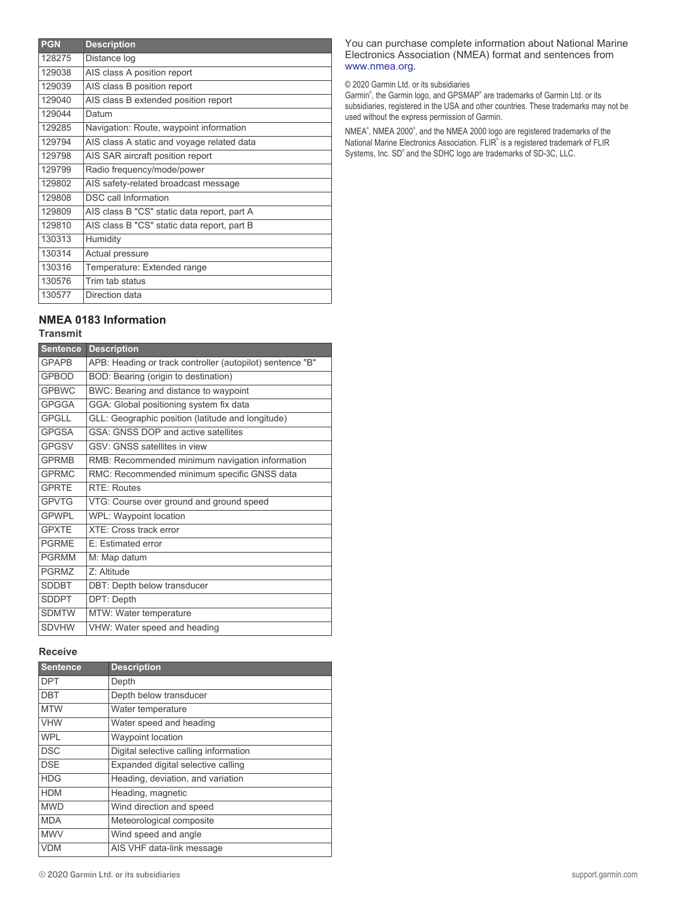| PGN | Description |
|---|---|
| 128275 | Distance log |
| 129038 | AIS class A position report |
| 129039 | AIS class B position report |
| 129040 | AIS class B extended position report |
| 129044 | Datum |
| 129285 | Navigation: Route, waypoint information |
| 129794 | AIS class A static and voyage related data |
| 129798 | AIS SAR aircraft position report |
| 129799 | Radio frequency/mode/power |
| 129802 | AIS safety-related broadcast message |
| 129808 | DSC call Information |
| 129809 | AIS class B "CS" static data report, part A |
| 129810 | AIS class B "CS" static data report, part B |
| 130313 | Humidity |
| 130314 | Actual pressure |
| 130316 | Temperature: Extended range |
| 130576 | Trim tab status |
| 130577 | Direction data |

## NMEA 0183 Information

### Transmit

| Sentence | Description |
|---|---|
| GPAPB | APB: Heading or track controller (autopilot) sentence "B" |
| GPBOD | BOD: Bearing (origin to destination) |
| GPBWC | BWC: Bearing and distance to waypoint |
| GPGGA | GGA: Global positioning system fix data |
| GPGLL | GLL: Geographic position (latitude and longitude) |
| GPGSA | GSA: GNSS DOP and active satellites |
| GPGSV | GSV: GNSS satellites in view |
| GPRMB | RMB: Recommended minimum navigation information |
| GPRMC | RMC: Recommended minimum specific GNSS data |
| GPRTE | RTE: Routes |
| GPVTG | VTG: Course over ground and ground speed |
| GPWPL | WPL: Waypoint location |
| GPXTE | XTE: Cross track error |
| PGRME | E: Estimated error |
| PGRMM | M: Map datum |
| PGRMZ | Z: Altitude |
| SDDBT | DBT: Depth below transducer |
| SDDPT | DPT: Depth |
| SDMTW | MTW: Water temperature |
| SDVHW | VHW: Water speed and heading |

### Receive

| Sentence | Description |
|---|---|
| DPT | Depth |
| DBT | Depth below transducer |
| MTW | Water temperature |
| VHW | Water speed and heading |
| WPL | Waypoint location |
| DSC | Digital selective calling information |
| DSE | Expanded digital selective calling |
| HDG | Heading, deviation, and variation |
| HDM | Heading, magnetic |
| MWD | Wind direction and speed |
| MDA | Meteorological composite |
| MWV | Wind speed and angle |
| VDM | AIS VHF data-link message |

You can purchase complete information about National Marine Electronics Association (NMEA) format and sentences from www.nmea.org.

© 2020 Garmin Ltd. or its subsidiaries

Garmin®, the Garmin logo, and GPSMAP® are trademarks of Garmin Ltd. or its subsidiaries, registered in the USA and other countries. These trademarks may not be used without the express permission of Garmin.

NMEA®, NMEA 2000®, and the NMEA 2000 logo are registered trademarks of the National Marine Electronics Association. FLIR® is a registered trademark of FLIR Systems, Inc. SD® and the SDHC logo are trademarks of SD-3C, LLC.